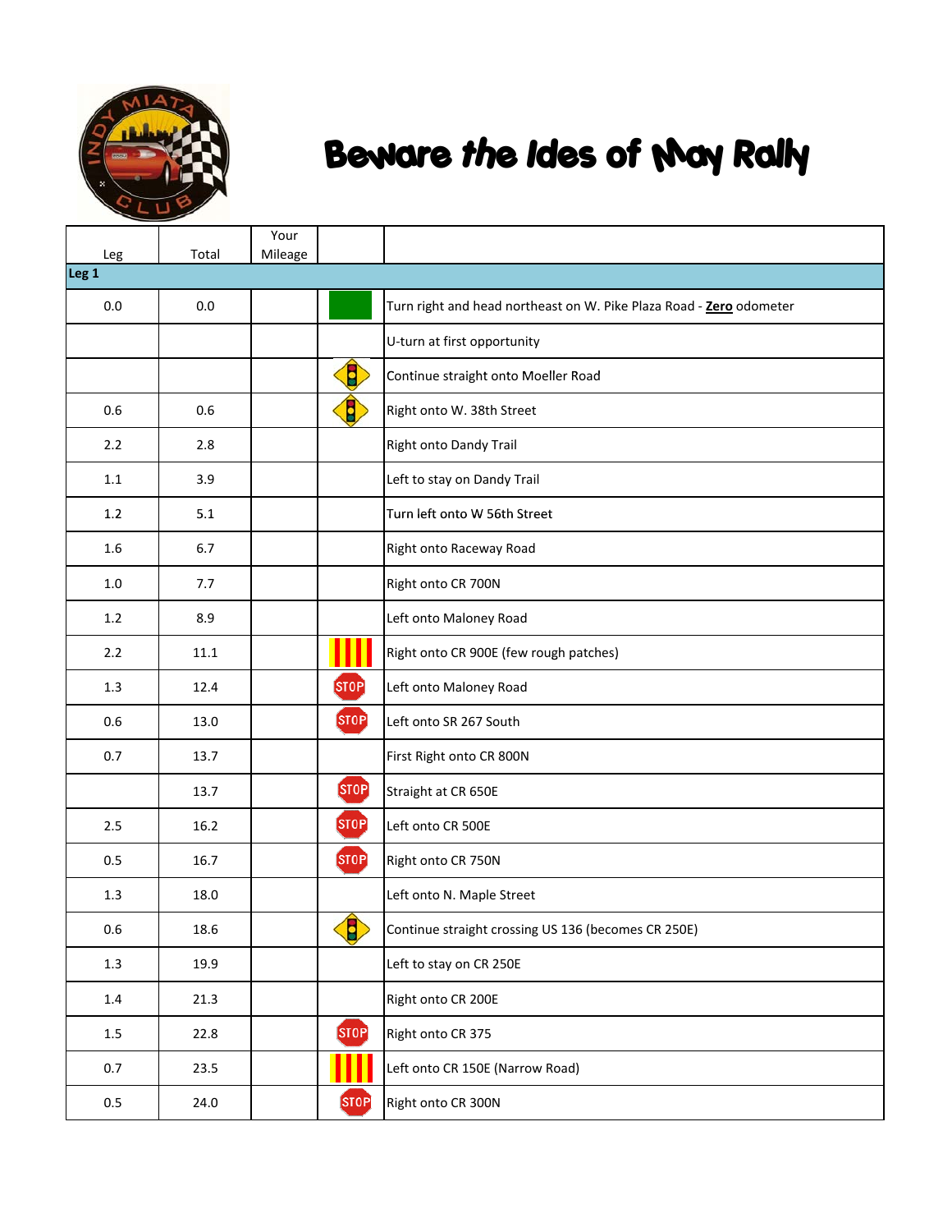# Beware the Ides of May Rally

| Leg | Total | Your Mileage | | |
|---|---|---|---|---|
| **Leg 1** | | | | |
| 0.0 | 0.0 | | | Turn right and head northeast on W. Pike Plaza Road - **Zero** odometer |
| | | | | U-turn at first opportunity |
| | | | | Continue straight onto Moeller Road |
| 0.6 | 0.6 | | | Right onto W. 38th Street |
| 2.2 | 2.8 | | | Right onto Dandy Trail |
| 1.1 | 3.9 | | | Left to stay on Dandy Trail |
| 1.2 | 5.1 | | | Turn left onto W 56th Street |
| 1.6 | 6.7 | | | Right onto Raceway Road |
| 1.0 | 7.7 | | | Right onto CR 700N |
| 1.2 | 8.9 | | | Left onto Maloney Road |
| 2.2 | 11.1 | | | Right onto CR 900E (few rough patches) |
| 1.3 | 12.4 | | STOP | Left onto Maloney Road |
| 0.6 | 13.0 | | STOP | Left onto SR 267 South |
| 0.7 | 13.7 | | | First Right onto CR 800N |
| | 13.7 | | STOP | Straight at CR 650E |
| 2.5 | 16.2 | | STOP | Left onto CR 500E |
| 0.5 | 16.7 | | STOP | Right onto CR 750N |
| 1.3 | 18.0 | | | Left onto N. Maple Street |
| 0.6 | 18.6 | | | Continue straight crossing US 136 (becomes CR 250E) |
| 1.3 | 19.9 | | | Left to stay on CR 250E |
| 1.4 | 21.3 | | | Right onto CR 200E |
| 1.5 | 22.8 | | STOP | Right onto CR 375 |
| 0.7 | 23.5 | | | Left onto CR 150E (Narrow Road) |
| 0.5 | 24.0 | | STOP | Right onto CR 300N |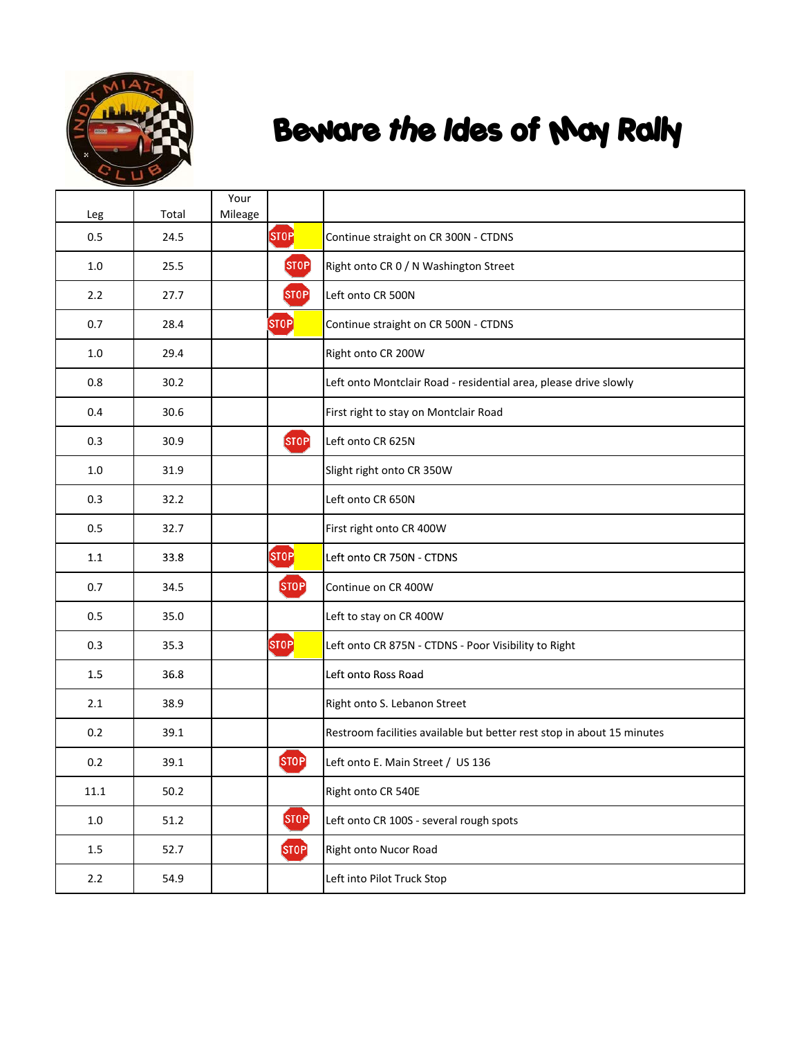# Beware the Ides of May Rally

| Leg | Total | Your Mileage | | |
|---|---|---|---|---|
| 0.5 | 24.5 | | STOP | Continue straight on CR 300N - CTDNS |
| 1.0 | 25.5 | | STOP | Right onto CR 0 / N Washington Street |
| 2.2 | 27.7 | | STOP | Left onto CR 500N |
| 0.7 | 28.4 | | STOP | Continue straight on CR 500N - CTDNS |
| 1.0 | 29.4 | | | Right onto CR 200W |
| 0.8 | 30.2 | | | Left onto Montclair Road - residential area, please drive slowly |
| 0.4 | 30.6 | | | First right to stay on Montclair Road |
| 0.3 | 30.9 | | STOP | Left onto CR 625N |
| 1.0 | 31.9 | | | Slight right onto CR 350W |
| 0.3 | 32.2 | | | Left onto CR 650N |
| 0.5 | 32.7 | | | First right onto CR 400W |
| 1.1 | 33.8 | | STOP | Left onto CR 750N - CTDNS |
| 0.7 | 34.5 | | STOP | Continue on CR 400W |
| 0.5 | 35.0 | | | Left to stay on CR 400W |
| 0.3 | 35.3 | | STOP | Left onto CR 875N - CTDNS - Poor Visibility to Right |
| 1.5 | 36.8 | | | Left onto Ross Road |
| 2.1 | 38.9 | | | Right onto S. Lebanon Street |
| 0.2 | 39.1 | | | Restroom facilities available but better rest stop in about 15 minutes |
| 0.2 | 39.1 | | STOP | Left onto E. Main Street / US 136 |
| 11.1 | 50.2 | | | Right onto CR 540E |
| 1.0 | 51.2 | | STOP | Left onto CR 100S - several rough spots |
| 1.5 | 52.7 | | STOP | Right onto Nucor Road |
| 2.2 | 54.9 | | | Left into Pilot Truck Stop |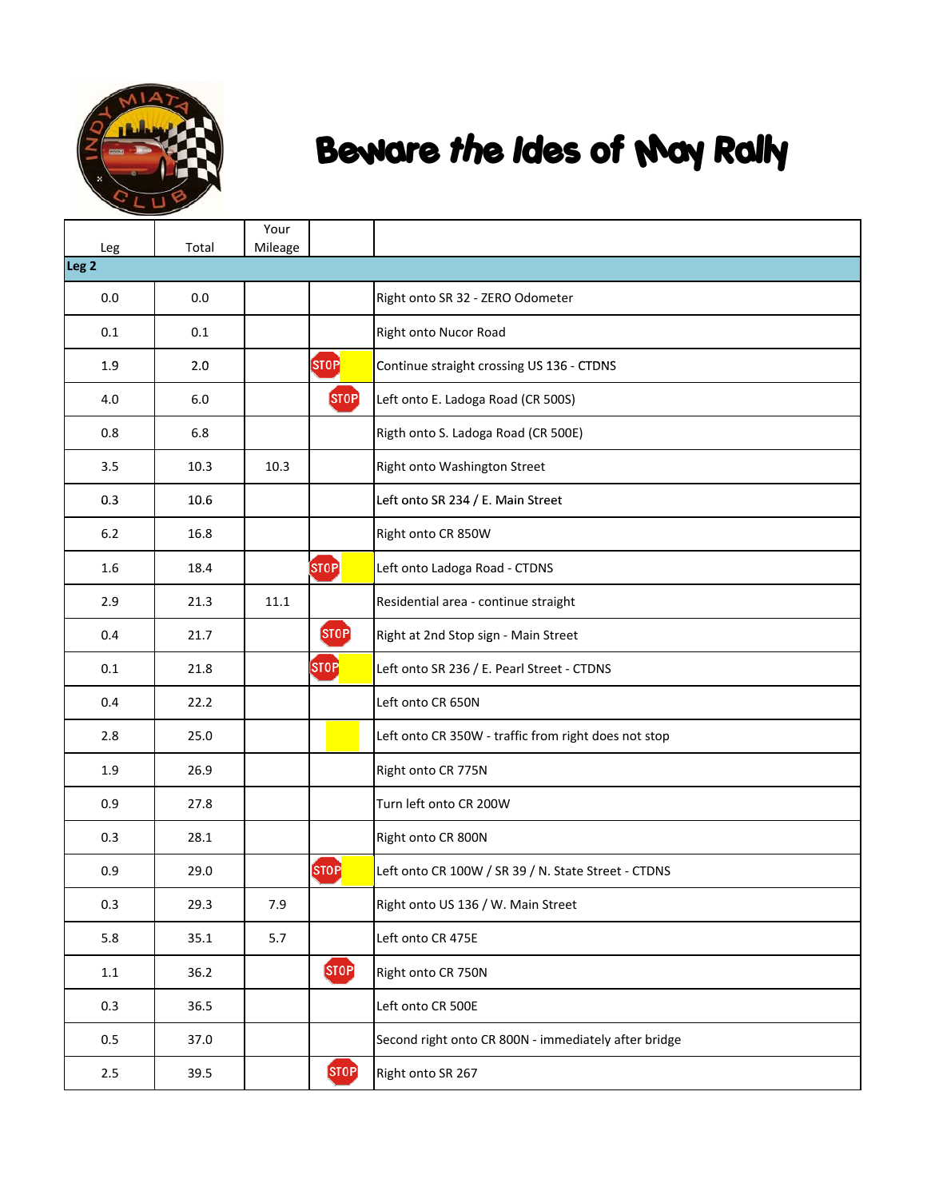# Beware the Ides of May Rally

| Leg | Total | Your Mileage | | |
|---|---|---|---|---|
| **Leg 2** | | | | |
| 0.0 | 0.0 | | | Right onto SR 32 - ZERO Odometer |
| 0.1 | 0.1 | | | Right onto Nucor Road |
| 1.9 | 2.0 | | STOP | Continue straight crossing US 136 - CTDNS |
| 4.0 | 6.0 | | STOP | Left onto E. Ladoga Road (CR 500S) |
| 0.8 | 6.8 | | | Rigth onto S. Ladoga Road (CR 500E) |
| 3.5 | 10.3 | 10.3 | | Right onto Washington Street |
| 0.3 | 10.6 | | | Left onto SR 234 / E. Main Street |
| 6.2 | 16.8 | | | Right onto CR 850W |
| 1.6 | 18.4 | | STOP | Left onto Ladoga Road - CTDNS |
| 2.9 | 21.3 | 11.1 | | Residential area - continue straight |
| 0.4 | 21.7 | | STOP | Right at 2nd Stop sign - Main Street |
| 0.1 | 21.8 | | STOP | Left onto SR 236 / E. Pearl Street - CTDNS |
| 0.4 | 22.2 | | | Left onto CR 650N |
| 2.8 | 25.0 | | | Left onto CR 350W - traffic from right does not stop |
| 1.9 | 26.9 | | | Right onto CR 775N |
| 0.9 | 27.8 | | | Turn left onto CR 200W |
| 0.3 | 28.1 | | | Right onto CR 800N |
| 0.9 | 29.0 | | STOP | Left onto CR 100W / SR 39 / N. State Street - CTDNS |
| 0.3 | 29.3 | 7.9 | | Right onto US 136 / W. Main Street |
| 5.8 | 35.1 | 5.7 | | Left onto CR 475E |
| 1.1 | 36.2 | | STOP | Right onto CR 750N |
| 0.3 | 36.5 | | | Left onto CR 500E |
| 0.5 | 37.0 | | | Second right onto CR 800N - immediately after bridge |
| 2.5 | 39.5 | | STOP | Right onto SR 267 |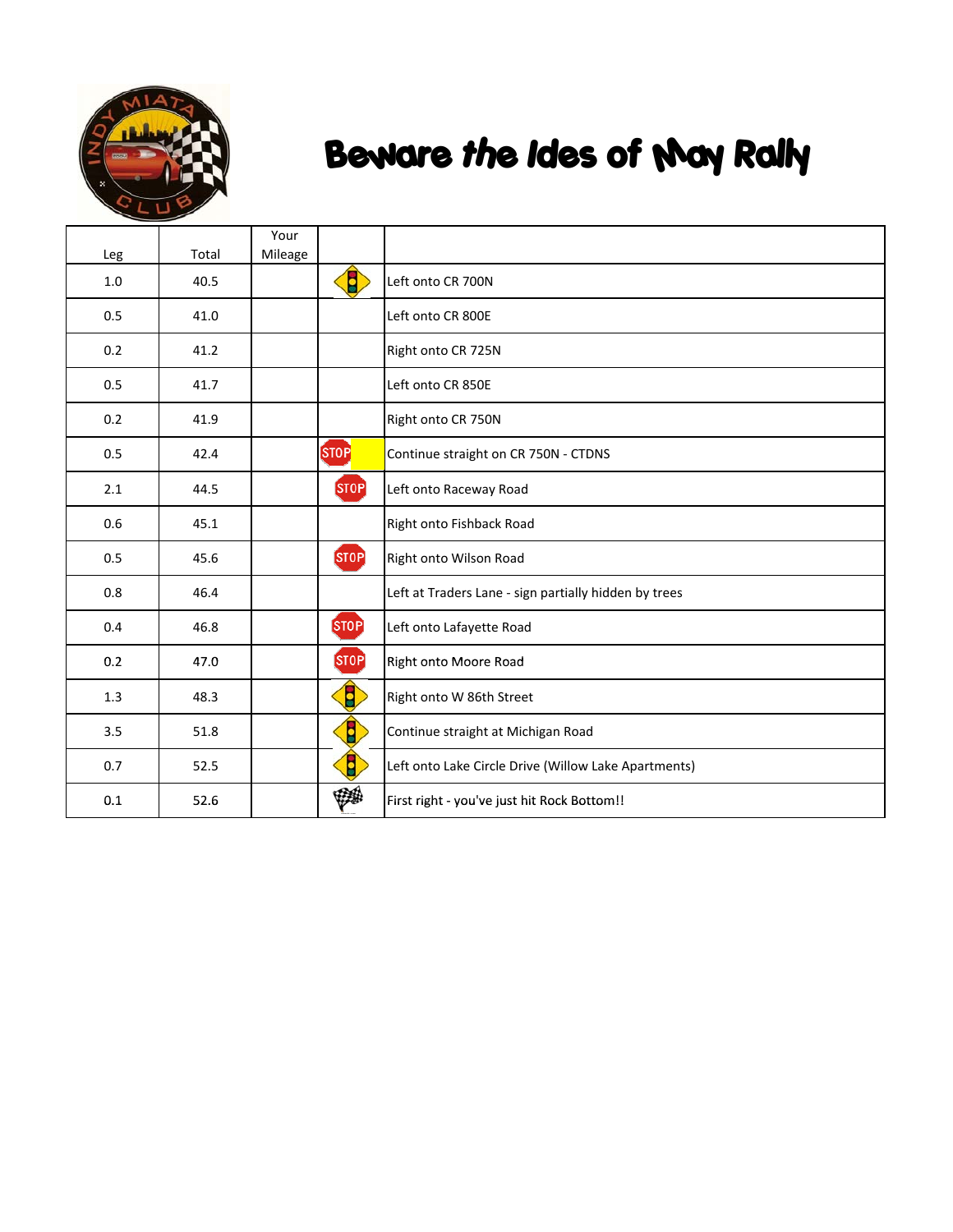# Beware the Ides of May Rally

| Leg | Total | Your Mileage | | |
|---|---|---|---|---|
| 1.0 | 40.5 | | | Left onto CR 700N |
| 0.5 | 41.0 | | | Left onto CR 800E |
| 0.2 | 41.2 | | | Right onto CR 725N |
| 0.5 | 41.7 | | | Left onto CR 850E |
| 0.2 | 41.9 | | | Right onto CR 750N |
| 0.5 | 42.4 | | STOP | Continue straight on CR 750N - CTDNS |
| 2.1 | 44.5 | | STOP | Left onto Raceway Road |
| 0.6 | 45.1 | | | Right onto Fishback Road |
| 0.5 | 45.6 | | STOP | Right onto Wilson Road |
| 0.8 | 46.4 | | | Left at Traders Lane - sign partially hidden by trees |
| 0.4 | 46.8 | | STOP | Left onto Lafayette Road |
| 0.2 | 47.0 | | STOP | Right onto Moore Road |
| 1.3 | 48.3 | | | Right onto W 86th Street |
| 3.5 | 51.8 | | | Continue straight at Michigan Road |
| 0.7 | 52.5 | | | Left onto Lake Circle Drive (Willow Lake Apartments) |
| 0.1 | 52.6 | | | First right - you've just hit Rock Bottom!! |